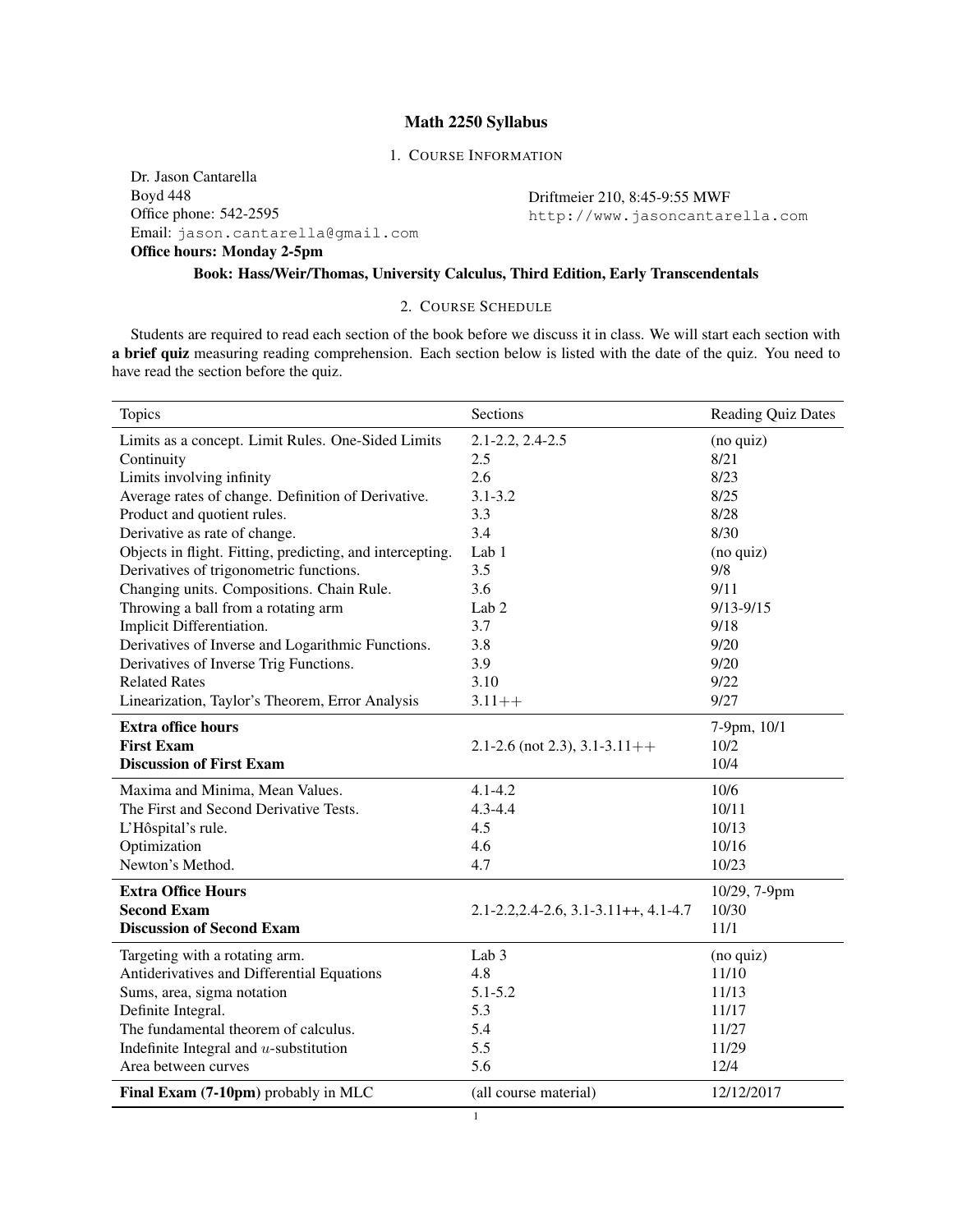# Math 2250 Syllabus

## 1. Course Information

Dr. Jason Cantarella
Boyd 448
Office phone: 542-2595
Email: jason.cantarella@gmail.com
**Office hours: Monday 2-5pm**

Driftmeier 210, 8:45-9:55 MWF
http://www.jasoncantarella.com

**Book: Hass/Weir/Thomas, University Calculus, Third Edition, Early Transcendentals**

## 2. Course Schedule

Students are required to read each section of the book before we discuss it in class. We will start each section with **a brief quiz** measuring reading comprehension. Each section below is listed with the date of the quiz. You need to have read the section before the quiz.

| Topics | Sections | Reading Quiz Dates |
|---|---|---|
| Limits as a concept. Limit Rules. One-Sided Limits | 2.1-2.2, 2.4-2.5 | (no quiz) |
| Continuity | 2.5 | 8/21 |
| Limits involving infinity | 2.6 | 8/23 |
| Average rates of change. Definition of Derivative. | 3.1-3.2 | 8/25 |
| Product and quotient rules. | 3.3 | 8/28 |
| Derivative as rate of change. | 3.4 | 8/30 |
| Objects in flight. Fitting, predicting, and intercepting. | Lab 1 | (no quiz) |
| Derivatives of trigonometric functions. | 3.5 | 9/8 |
| Changing units. Compositions. Chain Rule. | 3.6 | 9/11 |
| Throwing a ball from a rotating arm | Lab 2 | 9/13-9/15 |
| Implicit Differentiation. | 3.7 | 9/18 |
| Derivatives of Inverse and Logarithmic Functions. | 3.8 | 9/20 |
| Derivatives of Inverse Trig Functions. | 3.9 | 9/20 |
| Related Rates | 3.10 | 9/22 |
| Linearization, Taylor's Theorem, Error Analysis | 3.11++ | 9/27 |
| **Extra office hours** | | 7-9pm, 10/1 |
| **First Exam** | 2.1-2.6 (not 2.3), 3.1-3.11++ | 10/2 |
| **Discussion of First Exam** | | 10/4 |
| Maxima and Minima, Mean Values. | 4.1-4.2 | 10/6 |
| The First and Second Derivative Tests. | 4.3-4.4 | 10/11 |
| L'Hôspital's rule. | 4.5 | 10/13 |
| Optimization | 4.6 | 10/16 |
| Newton's Method. | 4.7 | 10/23 |
| **Extra Office Hours** | | 10/29, 7-9pm |
| **Second Exam** | 2.1-2.2,2.4-2.6, 3.1-3.11++, 4.1-4.7 | 10/30 |
| **Discussion of Second Exam** | | 11/1 |
| Targeting with a rotating arm. | Lab 3 | (no quiz) |
| Antiderivatives and Differential Equations | 4.8 | 11/10 |
| Sums, area, sigma notation | 5.1-5.2 | 11/13 |
| Definite Integral. | 5.3 | 11/17 |
| The fundamental theorem of calculus. | 5.4 | 11/27 |
| Indefinite Integral and $u$-substitution | 5.5 | 11/29 |
| Area between curves | 5.6 | 12/4 |
| **Final Exam (7-10pm)** probably in MLC | (all course material) | 12/12/2017 |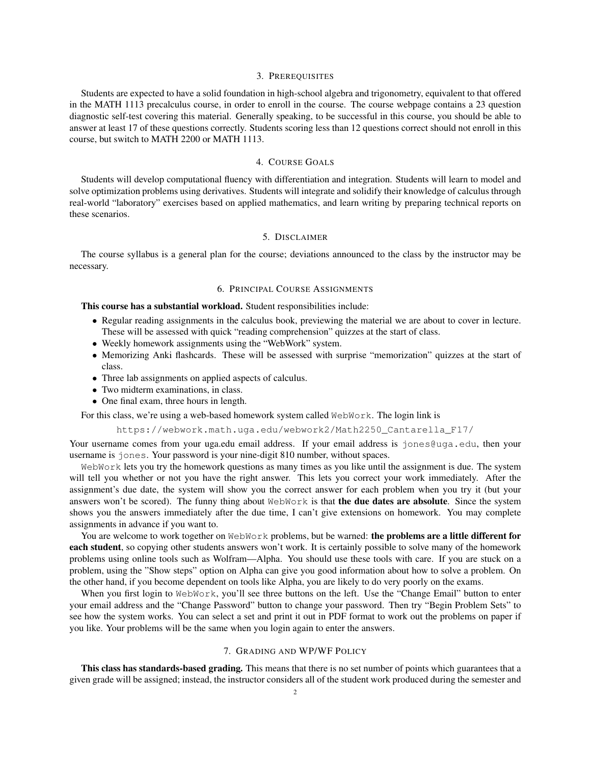## 3. Prerequisites

Students are expected to have a solid foundation in high-school algebra and trigonometry, equivalent to that offered in the MATH 1113 precalculus course, in order to enroll in the course. The course webpage contains a 23 question diagnostic self-test covering this material. Generally speaking, to be successful in this course, you should be able to answer at least 17 of these questions correctly. Students scoring less than 12 questions correct should not enroll in this course, but switch to MATH 2200 or MATH 1113.

## 4. Course Goals

Students will develop computational fluency with differentiation and integration. Students will learn to model and solve optimization problems using derivatives. Students will integrate and solidify their knowledge of calculus through real-world "laboratory" exercises based on applied mathematics, and learn writing by preparing technical reports on these scenarios.

## 5. Disclaimer

The course syllabus is a general plan for the course; deviations announced to the class by the instructor may be necessary.

## 6. Principal Course Assignments

**This course has a substantial workload.** Student responsibilities include:

- Regular reading assignments in the calculus book, previewing the material we are about to cover in lecture. These will be assessed with quick "reading comprehension" quizzes at the start of class.
- Weekly homework assignments using the "WebWork" system.
- Memorizing Anki flashcards. These will be assessed with surprise "memorization" quizzes at the start of class.
- Three lab assignments on applied aspects of calculus.
- Two midterm examinations, in class.
- One final exam, three hours in length.

For this class, we're using a web-based homework system called `WebWork`. The login link is

```
https://webwork.math.uga.edu/webwork2/Math2250_Cantarella_F17/
```

Your username comes from your uga.edu email address. If your email address is `jones@uga.edu`, then your username is `jones`. Your password is your nine-digit 810 number, without spaces.

`WebWork` lets you try the homework questions as many times as you like until the assignment is due. The system will tell you whether or not you have the right answer. This lets you correct your work immediately. After the assignment's due date, the system will show you the correct answer for each problem when you try it (but your answers won't be scored). The funny thing about `WebWork` is that **the due dates are absolute**. Since the system shows you the answers immediately after the due time, I can't give extensions on homework. You may complete assignments in advance if you want to.

You are welcome to work together on `WebWork` problems, but be warned: **the problems are a little different for each student**, so copying other students answers won't work. It is certainly possible to solve many of the homework problems using online tools such as Wolfram—Alpha. You should use these tools with care. If you are stuck on a problem, using the "Show steps" option on Alpha can give you good information about how to solve a problem. On the other hand, if you become dependent on tools like Alpha, you are likely to do very poorly on the exams.

When you first login to `WebWork`, you'll see three buttons on the left. Use the "Change Email" button to enter your email address and the "Change Password" button to change your password. Then try "Begin Problem Sets" to see how the system works. You can select a set and print it out in PDF format to work out the problems on paper if you like. Your problems will be the same when you login again to enter the answers.

## 7. Grading and WP/WF Policy

**This class has standards-based grading.** This means that there is no set number of points which guarantees that a given grade will be assigned; instead, the instructor considers all of the student work produced during the semester and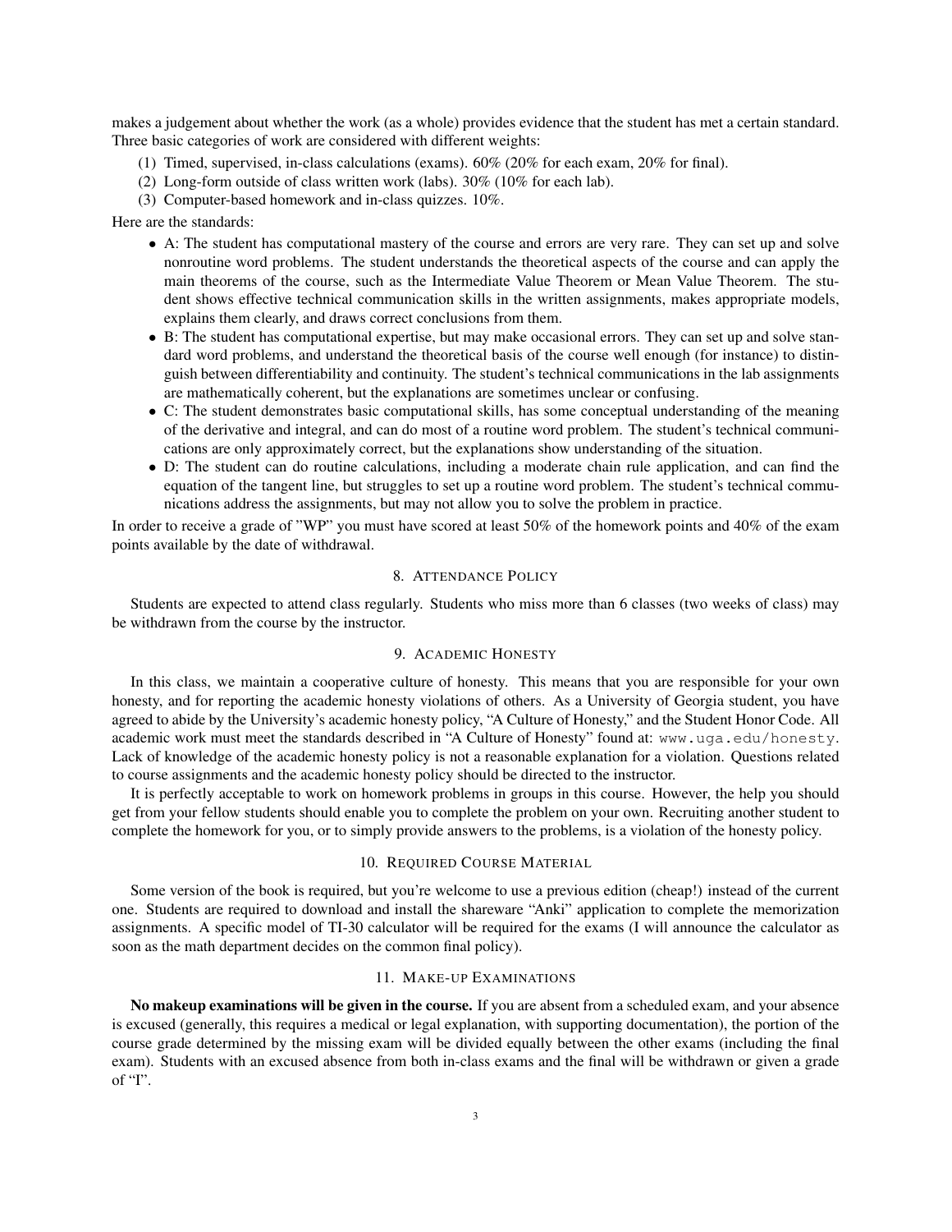makes a judgement about whether the work (as a whole) provides evidence that the student has met a certain standard. Three basic categories of work are considered with different weights:

(1) Timed, supervised, in-class calculations (exams). 60% (20% for each exam, 20% for final).
(2) Long-form outside of class written work (labs). 30% (10% for each lab).
(3) Computer-based homework and in-class quizzes. 10%.

Here are the standards:

- A: The student has computational mastery of the course and errors are very rare. They can set up and solve nonroutine word problems. The student understands the theoretical aspects of the course and can apply the main theorems of the course, such as the Intermediate Value Theorem or Mean Value Theorem. The student shows effective technical communication skills in the written assignments, makes appropriate models, explains them clearly, and draws correct conclusions from them.
- B: The student has computational expertise, but may make occasional errors. They can set up and solve standard word problems, and understand the theoretical basis of the course well enough (for instance) to distinguish between differentiability and continuity. The student's technical communications in the lab assignments are mathematically coherent, but the explanations are sometimes unclear or confusing.
- C: The student demonstrates basic computational skills, has some conceptual understanding of the meaning of the derivative and integral, and can do most of a routine word problem. The student's technical communications are only approximately correct, but the explanations show understanding of the situation.
- D: The student can do routine calculations, including a moderate chain rule application, and can find the equation of the tangent line, but struggles to set up a routine word problem. The student's technical communications address the assignments, but may not allow you to solve the problem in practice.

In order to receive a grade of "WP" you must have scored at least 50% of the homework points and 40% of the exam points available by the date of withdrawal.

## 8. Attendance Policy

Students are expected to attend class regularly. Students who miss more than 6 classes (two weeks of class) may be withdrawn from the course by the instructor.

## 9. Academic Honesty

In this class, we maintain a cooperative culture of honesty. This means that you are responsible for your own honesty, and for reporting the academic honesty violations of others. As a University of Georgia student, you have agreed to abide by the University's academic honesty policy, "A Culture of Honesty," and the Student Honor Code. All academic work must meet the standards described in "A Culture of Honesty" found at: `www.uga.edu/honesty`. Lack of knowledge of the academic honesty policy is not a reasonable explanation for a violation. Questions related to course assignments and the academic honesty policy should be directed to the instructor.

It is perfectly acceptable to work on homework problems in groups in this course. However, the help you should get from your fellow students should enable you to complete the problem on your own. Recruiting another student to complete the homework for you, or to simply provide answers to the problems, is a violation of the honesty policy.

## 10. Required Course Material

Some version of the book is required, but you're welcome to use a previous edition (cheap!) instead of the current one. Students are required to download and install the shareware "Anki" application to complete the memorization assignments. A specific model of TI-30 calculator will be required for the exams (I will announce the calculator as soon as the math department decides on the common final policy).

## 11. Make-up Examinations

**No makeup examinations will be given in the course.** If you are absent from a scheduled exam, and your absence is excused (generally, this requires a medical or legal explanation, with supporting documentation), the portion of the course grade determined by the missing exam will be divided equally between the other exams (including the final exam). Students with an excused absence from both in-class exams and the final will be withdrawn or given a grade of "I".